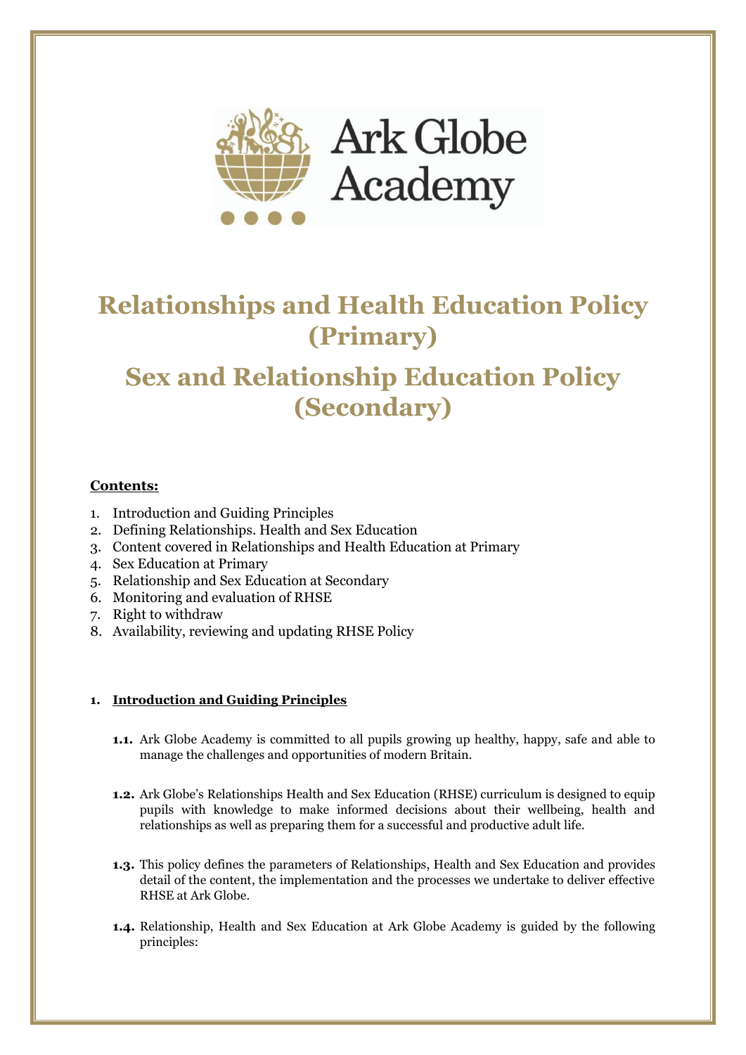Ark Globe Academy

# Relationships and Health Education Policy (Primary)

# Sex and Relationship Education Policy (Secondary)

**Contents:**

1. Introduction and Guiding Principles
2. Defining Relationships. Health and Sex Education
3. Content covered in Relationships and Health Education at Primary
4. Sex Education at Primary
5. Relationship and Sex Education at Secondary
6. Monitoring and evaluation of RHSE
7. Right to withdraw
8. Availability, reviewing and updating RHSE Policy

## 1. Introduction and Guiding Principles

**1.1.** Ark Globe Academy is committed to all pupils growing up healthy, happy, safe and able to manage the challenges and opportunities of modern Britain.

**1.2.** Ark Globe's Relationships Health and Sex Education (RHSE) curriculum is designed to equip pupils with knowledge to make informed decisions about their wellbeing, health and relationships as well as preparing them for a successful and productive adult life.

**1.3.** This policy defines the parameters of Relationships, Health and Sex Education and provides detail of the content, the implementation and the processes we undertake to deliver effective RHSE at Ark Globe.

**1.4.** Relationship, Health and Sex Education at Ark Globe Academy is guided by the following principles: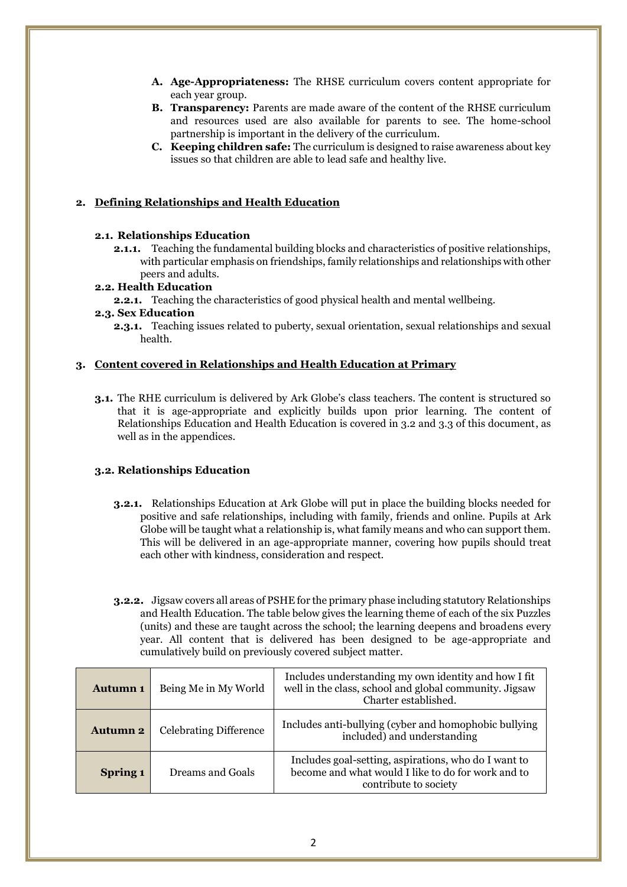- **A. Age-Appropriateness:** The RHSE curriculum covers content appropriate for each year group.
- **B. Transparency:** Parents are made aware of the content of the RHSE curriculum and resources used are also available for parents to see. The home-school partnership is important in the delivery of the curriculum.
- **C. Keeping children safe:** The curriculum is designed to raise awareness about key issues so that children are able to lead safe and healthy live.

## 2. Defining Relationships and Health Education

### 2.1. Relationships Education

**2.1.1.** Teaching the fundamental building blocks and characteristics of positive relationships, with particular emphasis on friendships, family relationships and relationships with other peers and adults.

### 2.2. Health Education

**2.2.1.** Teaching the characteristics of good physical health and mental wellbeing.

### 2.3. Sex Education

**2.3.1.** Teaching issues related to puberty, sexual orientation, sexual relationships and sexual health.

## 3. Content covered in Relationships and Health Education at Primary

**3.1.** The RHE curriculum is delivered by Ark Globe's class teachers. The content is structured so that it is age-appropriate and explicitly builds upon prior learning. The content of Relationships Education and Health Education is covered in 3.2 and 3.3 of this document, as well as in the appendices.

### 3.2. Relationships Education

**3.2.1.** Relationships Education at Ark Globe will put in place the building blocks needed for positive and safe relationships, including with family, friends and online. Pupils at Ark Globe will be taught what a relationship is, what family means and who can support them. This will be delivered in an age-appropriate manner, covering how pupils should treat each other with kindness, consideration and respect.

**3.2.2.** Jigsaw covers all areas of PSHE for the primary phase including statutory Relationships and Health Education. The table below gives the learning theme of each of the six Puzzles (units) and these are taught across the school; the learning deepens and broadens every year. All content that is delivered has been designed to be age-appropriate and cumulatively build on previously covered subject matter.

| | | |
|---|---|---|
| **Autumn 1** | Being Me in My World | Includes understanding my own identity and how I fit well in the class, school and global community. Jigsaw Charter established. |
| **Autumn 2** | Celebrating Difference | Includes anti-bullying (cyber and homophobic bullying included) and understanding |
| **Spring 1** | Dreams and Goals | Includes goal-setting, aspirations, who do I want to become and what would I like to do for work and to contribute to society |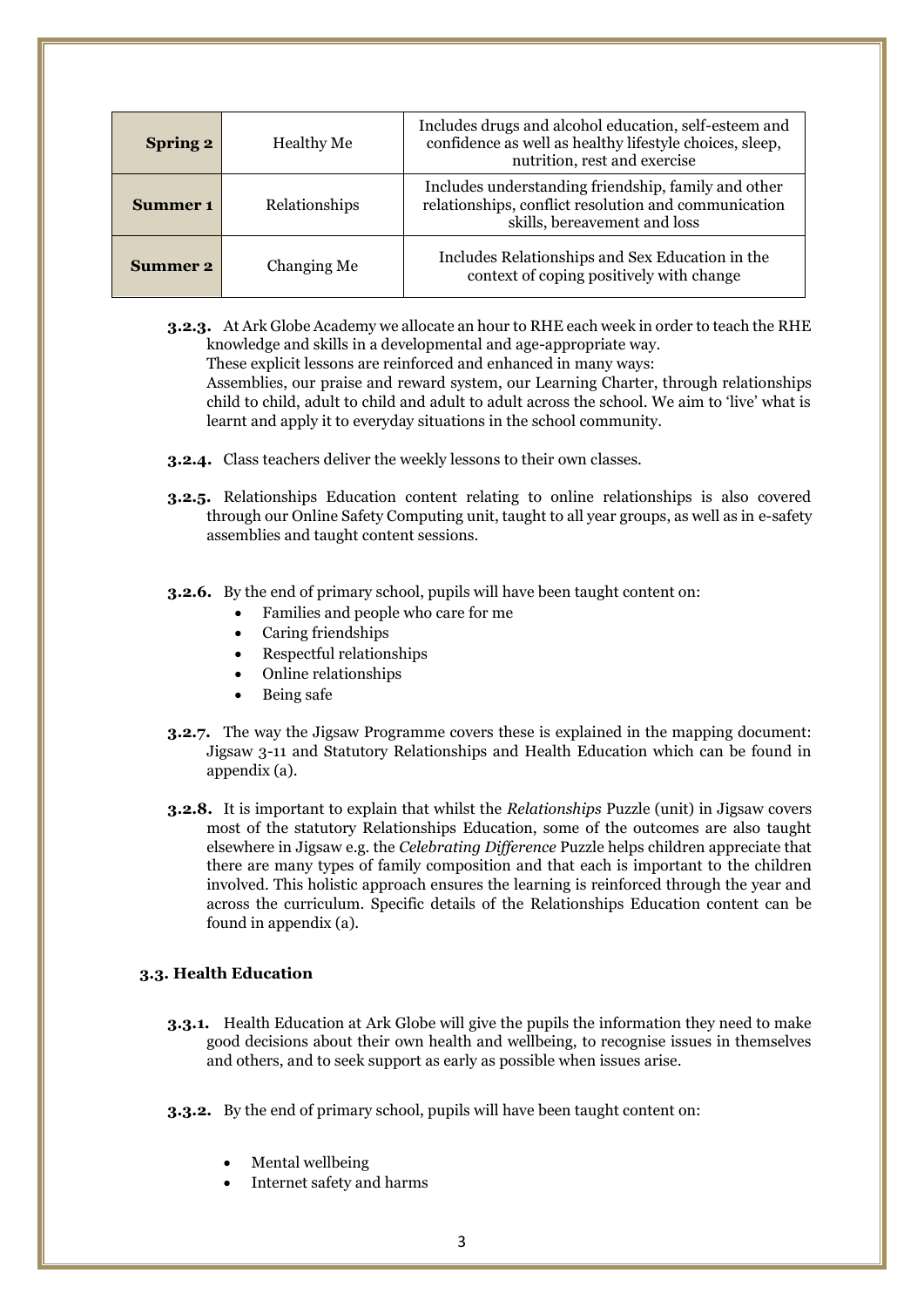| | | |
|---|---|---|
| **Spring 2** | Healthy Me | Includes drugs and alcohol education, self-esteem and confidence as well as healthy lifestyle choices, sleep, nutrition, rest and exercise |
| **Summer 1** | Relationships | Includes understanding friendship, family and other relationships, conflict resolution and communication skills, bereavement and loss |
| **Summer 2** | Changing Me | Includes Relationships and Sex Education in the context of coping positively with change |

**3.2.3.** At Ark Globe Academy we allocate an hour to RHE each week in order to teach the RHE knowledge and skills in a developmental and age-appropriate way.
These explicit lessons are reinforced and enhanced in many ways:
Assemblies, our praise and reward system, our Learning Charter, through relationships child to child, adult to child and adult to adult across the school. We aim to 'live' what is learnt and apply it to everyday situations in the school community.

**3.2.4.** Class teachers deliver the weekly lessons to their own classes.

**3.2.5.** Relationships Education content relating to online relationships is also covered through our Online Safety Computing unit, taught to all year groups, as well as in e-safety assemblies and taught content sessions.

**3.2.6.** By the end of primary school, pupils will have been taught content on:

- Families and people who care for me
- Caring friendships
- Respectful relationships
- Online relationships
- Being safe

**3.2.7.** The way the Jigsaw Programme covers these is explained in the mapping document: Jigsaw 3-11 and Statutory Relationships and Health Education which can be found in appendix (a).

**3.2.8.** It is important to explain that whilst the *Relationships* Puzzle (unit) in Jigsaw covers most of the statutory Relationships Education, some of the outcomes are also taught elsewhere in Jigsaw e.g. the *Celebrating Difference* Puzzle helps children appreciate that there are many types of family composition and that each is important to the children involved. This holistic approach ensures the learning is reinforced through the year and across the curriculum. Specific details of the Relationships Education content can be found in appendix (a).

### 3.3. Health Education

**3.3.1.** Health Education at Ark Globe will give the pupils the information they need to make good decisions about their own health and wellbeing, to recognise issues in themselves and others, and to seek support as early as possible when issues arise.

**3.3.2.** By the end of primary school, pupils will have been taught content on:

- Mental wellbeing
- Internet safety and harms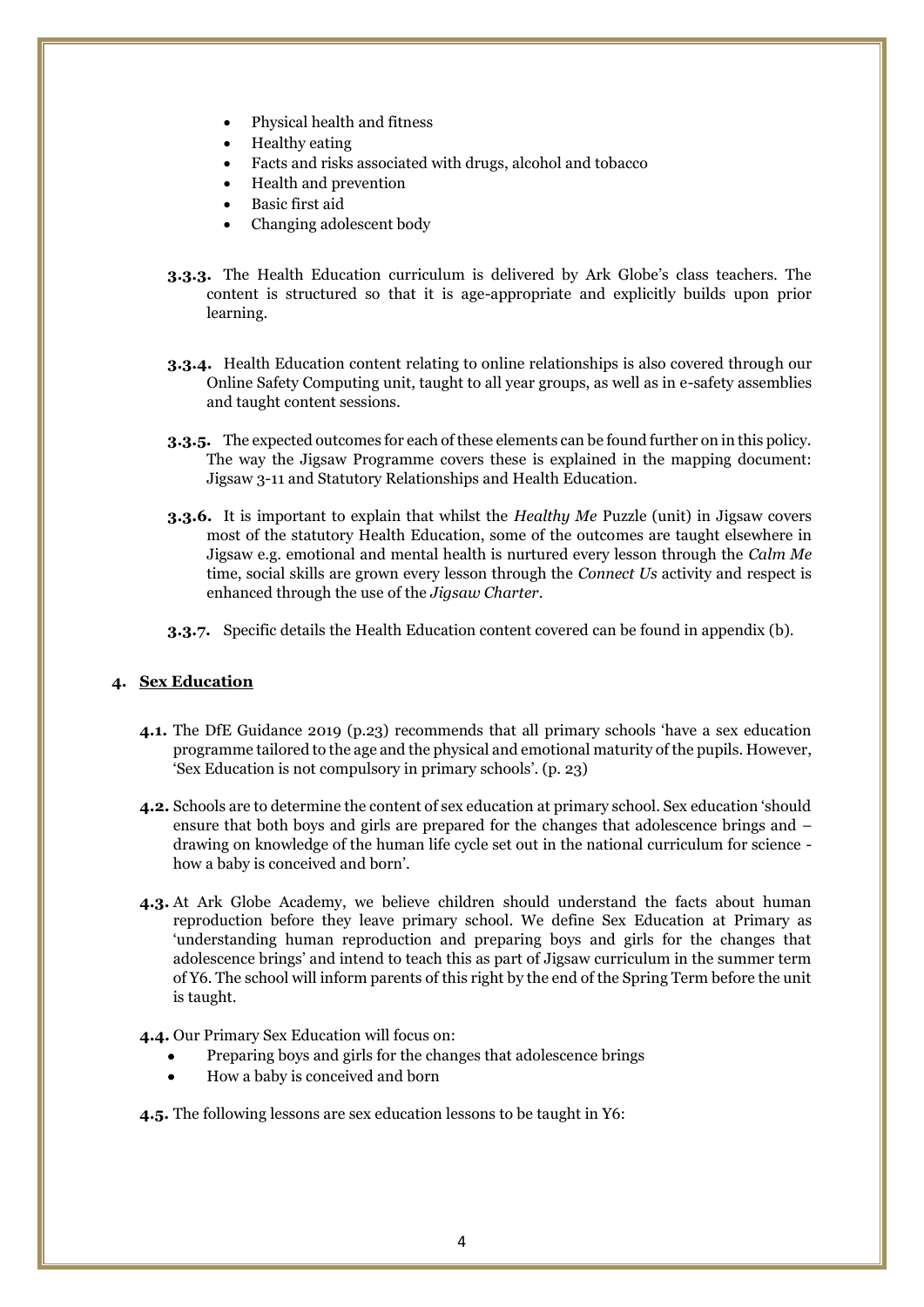- Physical health and fitness
- Healthy eating
- Facts and risks associated with drugs, alcohol and tobacco
- Health and prevention
- Basic first aid
- Changing adolescent body

**3.3.3.** The Health Education curriculum is delivered by Ark Globe's class teachers. The content is structured so that it is age-appropriate and explicitly builds upon prior learning.

**3.3.4.** Health Education content relating to online relationships is also covered through our Online Safety Computing unit, taught to all year groups, as well as in e-safety assemblies and taught content sessions.

**3.3.5.** The expected outcomes for each of these elements can be found further on in this policy. The way the Jigsaw Programme covers these is explained in the mapping document: Jigsaw 3-11 and Statutory Relationships and Health Education.

**3.3.6.** It is important to explain that whilst the *Healthy Me* Puzzle (unit) in Jigsaw covers most of the statutory Health Education, some of the outcomes are taught elsewhere in Jigsaw e.g. emotional and mental health is nurtured every lesson through the *Calm Me* time, social skills are grown every lesson through the *Connect Us* activity and respect is enhanced through the use of the *Jigsaw Charter*.

**3.3.7.** Specific details the Health Education content covered can be found in appendix (b).

## 4. Sex Education

**4.1.** The DfE Guidance 2019 (p.23) recommends that all primary schools 'have a sex education programme tailored to the age and the physical and emotional maturity of the pupils. However, 'Sex Education is not compulsory in primary schools'. (p. 23)

**4.2.** Schools are to determine the content of sex education at primary school. Sex education 'should ensure that both boys and girls are prepared for the changes that adolescence brings and – drawing on knowledge of the human life cycle set out in the national curriculum for science - how a baby is conceived and born'.

**4.3.** At Ark Globe Academy, we believe children should understand the facts about human reproduction before they leave primary school. We define Sex Education at Primary as 'understanding human reproduction and preparing boys and girls for the changes that adolescence brings' and intend to teach this as part of Jigsaw curriculum in the summer term of Y6. The school will inform parents of this right by the end of the Spring Term before the unit is taught.

**4.4.** Our Primary Sex Education will focus on:

- Preparing boys and girls for the changes that adolescence brings
- How a baby is conceived and born

**4.5.** The following lessons are sex education lessons to be taught in Y6: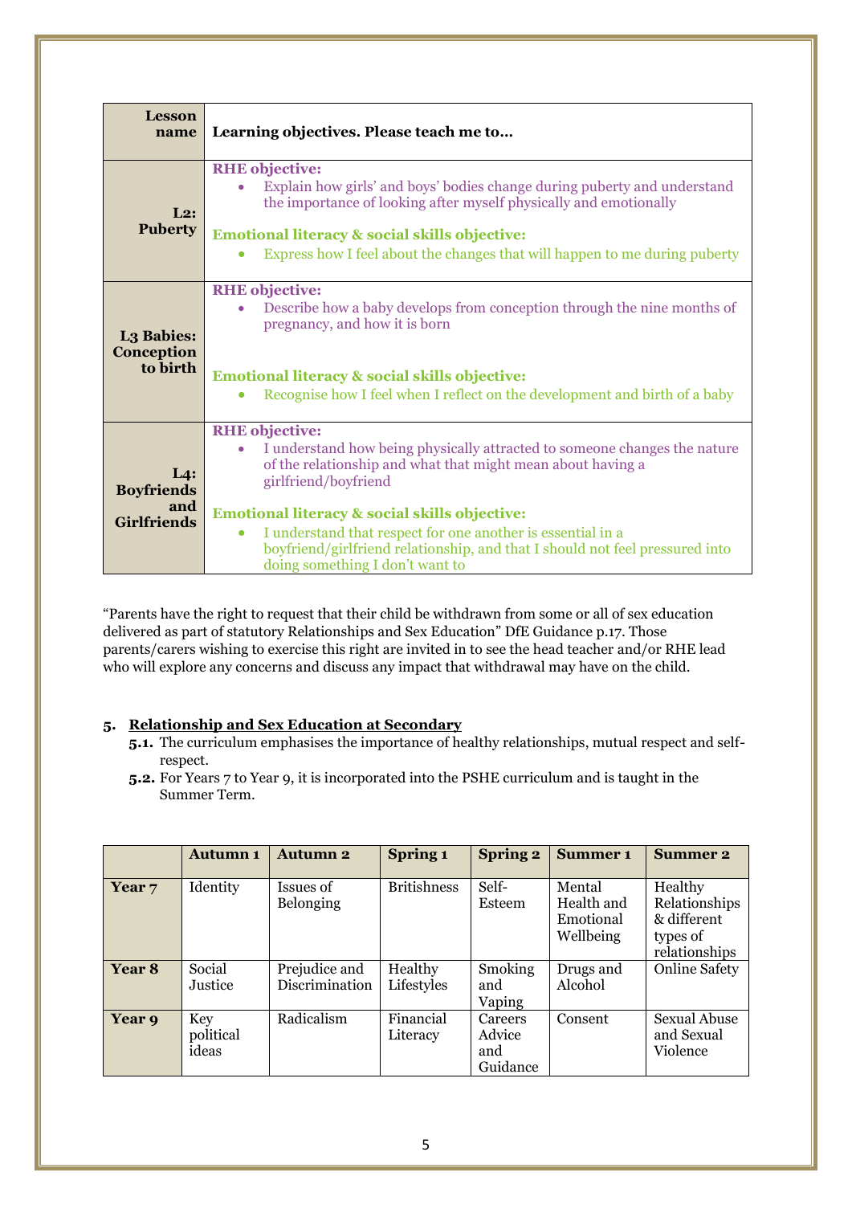| Lesson name | Learning objectives. Please teach me to… |
|---|---|
| **L2: Puberty** | **RHE objective:**<br>• Explain how girls' and boys' bodies change during puberty and understand the importance of looking after myself physically and emotionally<br><br>**Emotional literacy & social skills objective:**<br>• Express how I feel about the changes that will happen to me during puberty |
| **L3 Babies: Conception to birth** | **RHE objective:**<br>• Describe how a baby develops from conception through the nine months of pregnancy, and how it is born<br><br>**Emotional literacy & social skills objective:**<br>• Recognise how I feel when I reflect on the development and birth of a baby |
| **L4: Boyfriends and Girlfriends** | **RHE objective:**<br>• I understand how being physically attracted to someone changes the nature of the relationship and what that might mean about having a girlfriend/boyfriend<br><br>**Emotional literacy & social skills objective:**<br>• I understand that respect for one another is essential in a boyfriend/girlfriend relationship, and that I should not feel pressured into doing something I don't want to |

"Parents have the right to request that their child be withdrawn from some or all of sex education delivered as part of statutory Relationships and Sex Education" DfE Guidance p.17. Those parents/carers wishing to exercise this right are invited in to see the head teacher and/or RHE lead who will explore any concerns and discuss any impact that withdrawal may have on the child.

## 5. Relationship and Sex Education at Secondary

**5.1.** The curriculum emphasises the importance of healthy relationships, mutual respect and self-respect.

**5.2.** For Years 7 to Year 9, it is incorporated into the PSHE curriculum and is taught in the Summer Term.

| | Autumn 1 | Autumn 2 | Spring 1 | Spring 2 | Summer 1 | Summer 2 |
|---|---|---|---|---|---|---|
| **Year 7** | Identity | Issues of Belonging | Britishness | Self-Esteem | Mental Health and Emotional Wellbeing | Healthy Relationships & different types of relationships |
| **Year 8** | Social Justice | Prejudice and Discrimination | Healthy Lifestyles | Smoking and Vaping | Drugs and Alcohol | Online Safety |
| **Year 9** | Key political ideas | Radicalism | Financial Literacy | Careers Advice and Guidance | Consent | Sexual Abuse and Sexual Violence |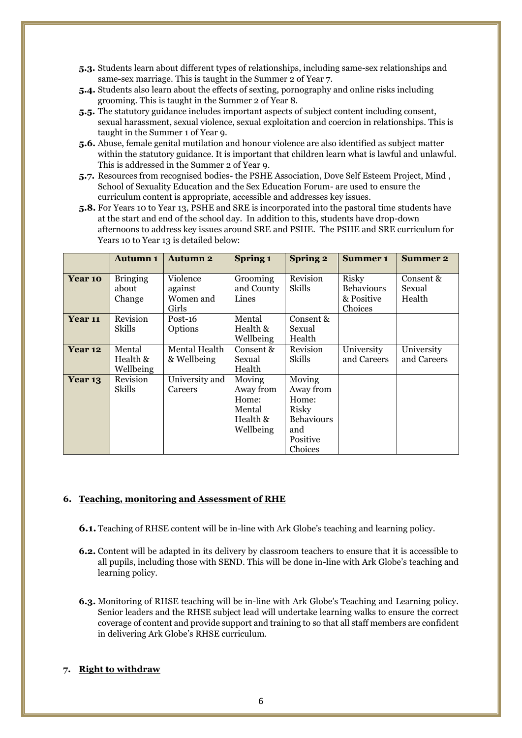**5.3.** Students learn about different types of relationships, including same-sex relationships and same-sex marriage. This is taught in the Summer 2 of Year 7.

**5.4.** Students also learn about the effects of sexting, pornography and online risks including grooming. This is taught in the Summer 2 of Year 8.

**5.5.** The statutory guidance includes important aspects of subject content including consent, sexual harassment, sexual violence, sexual exploitation and coercion in relationships. This is taught in the Summer 1 of Year 9.

**5.6.** Abuse, female genital mutilation and honour violence are also identified as subject matter within the statutory guidance. It is important that children learn what is lawful and unlawful. This is addressed in the Summer 2 of Year 9.

**5.7.** Resources from recognised bodies- the PSHE Association, Dove Self Esteem Project, Mind , School of Sexuality Education and the Sex Education Forum- are used to ensure the curriculum content is appropriate, accessible and addresses key issues.

**5.8.** For Years 10 to Year 13, PSHE and SRE is incorporated into the pastoral time students have at the start and end of the school day. In addition to this, students have drop-down afternoons to address key issues around SRE and PSHE. The PSHE and SRE curriculum for Years 10 to Year 13 is detailed below:

| | **Autumn 1** | **Autumn 2** | **Spring 1** | **Spring 2** | **Summer 1** | **Summer 2** |
|---|---|---|---|---|---|---|
| **Year 10** | Bringing about Change | Violence against Women and Girls | Grooming and County Lines | Revision Skills | Risky Behaviours & Positive Choices | Consent & Sexual Health |
| **Year 11** | Revision Skills | Post-16 Options | Mental Health & Wellbeing | Consent & Sexual Health | | |
| **Year 12** | Mental Health & Wellbeing | Mental Health & Wellbeing | Consent & Sexual Health | Revision Skills | University and Careers | University and Careers |
| **Year 13** | Revision Skills | University and Careers | Moving Away from Home: Mental Health & Wellbeing | Moving Away from Home: Risky Behaviours and Positive Choices | | |

## 6. Teaching, monitoring and Assessment of RHE

**6.1.** Teaching of RHSE content will be in-line with Ark Globe's teaching and learning policy.

**6.2.** Content will be adapted in its delivery by classroom teachers to ensure that it is accessible to all pupils, including those with SEND. This will be done in-line with Ark Globe's teaching and learning policy.

**6.3.** Monitoring of RHSE teaching will be in-line with Ark Globe's Teaching and Learning policy. Senior leaders and the RHSE subject lead will undertake learning walks to ensure the correct coverage of content and provide support and training to so that all staff members are confident in delivering Ark Globe's RHSE curriculum.

## 7. Right to withdraw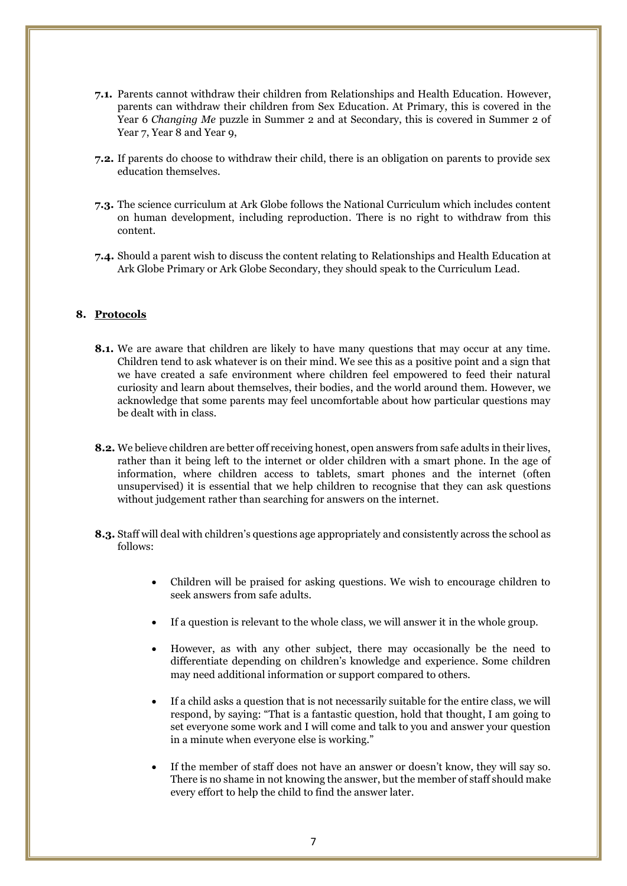**7.1.** Parents cannot withdraw their children from Relationships and Health Education. However, parents can withdraw their children from Sex Education. At Primary, this is covered in the Year 6 *Changing Me* puzzle in Summer 2 and at Secondary, this is covered in Summer 2 of Year 7, Year 8 and Year 9,

**7.2.** If parents do choose to withdraw their child, there is an obligation on parents to provide sex education themselves.

**7.3.** The science curriculum at Ark Globe follows the National Curriculum which includes content on human development, including reproduction. There is no right to withdraw from this content.

**7.4.** Should a parent wish to discuss the content relating to Relationships and Health Education at Ark Globe Primary or Ark Globe Secondary, they should speak to the Curriculum Lead.

## 8. Protocols

**8.1.** We are aware that children are likely to have many questions that may occur at any time. Children tend to ask whatever is on their mind. We see this as a positive point and a sign that we have created a safe environment where children feel empowered to feed their natural curiosity and learn about themselves, their bodies, and the world around them. However, we acknowledge that some parents may feel uncomfortable about how particular questions may be dealt with in class.

**8.2.** We believe children are better off receiving honest, open answers from safe adults in their lives, rather than it being left to the internet or older children with a smart phone. In the age of information, where children access to tablets, smart phones and the internet (often unsupervised) it is essential that we help children to recognise that they can ask questions without judgement rather than searching for answers on the internet.

**8.3.** Staff will deal with children's questions age appropriately and consistently across the school as follows:

- Children will be praised for asking questions. We wish to encourage children to seek answers from safe adults.
- If a question is relevant to the whole class, we will answer it in the whole group.
- However, as with any other subject, there may occasionally be the need to differentiate depending on children's knowledge and experience. Some children may need additional information or support compared to others.
- If a child asks a question that is not necessarily suitable for the entire class, we will respond, by saying: "That is a fantastic question, hold that thought, I am going to set everyone some work and I will come and talk to you and answer your question in a minute when everyone else is working."
- If the member of staff does not have an answer or doesn't know, they will say so. There is no shame in not knowing the answer, but the member of staff should make every effort to help the child to find the answer later.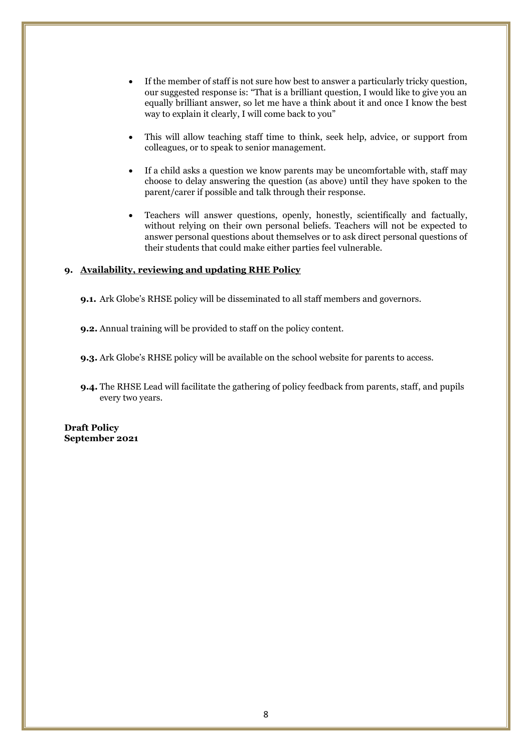- If the member of staff is not sure how best to answer a particularly tricky question, our suggested response is: "That is a brilliant question, I would like to give you an equally brilliant answer, so let me have a think about it and once I know the best way to explain it clearly, I will come back to you"

- This will allow teaching staff time to think, seek help, advice, or support from colleagues, or to speak to senior management.

- If a child asks a question we know parents may be uncomfortable with, staff may choose to delay answering the question (as above) until they have spoken to the parent/carer if possible and talk through their response.

- Teachers will answer questions, openly, honestly, scientifically and factually, without relying on their own personal beliefs. Teachers will not be expected to answer personal questions about themselves or to ask direct personal questions of their students that could make either parties feel vulnerable.

## 9. Availability, reviewing and updating RHE Policy

**9.1.** Ark Globe's RHSE policy will be disseminated to all staff members and governors.

**9.2.** Annual training will be provided to staff on the policy content.

**9.3.** Ark Globe's RHSE policy will be available on the school website for parents to access.

**9.4.** The RHSE Lead will facilitate the gathering of policy feedback from parents, staff, and pupils every two years.

**Draft Policy**
**September 2021**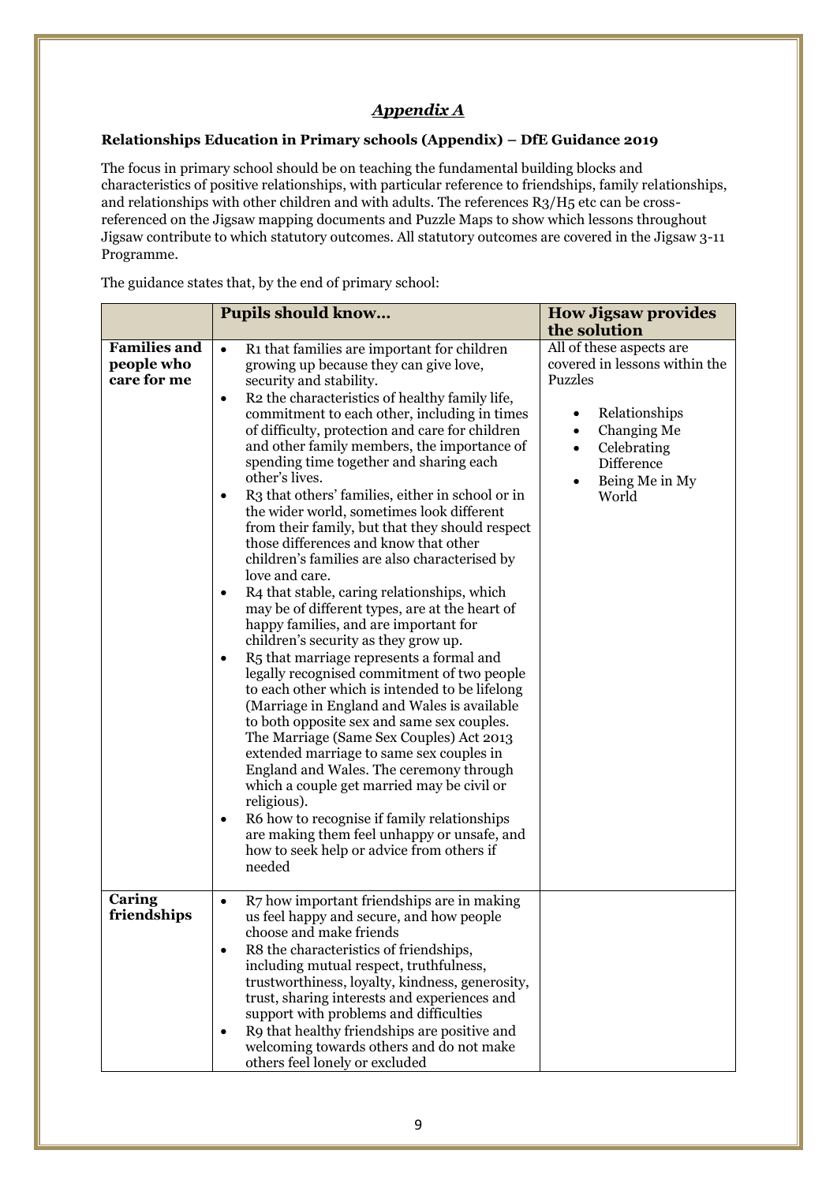## *Appendix A*

**Relationships Education in Primary schools (Appendix) – DfE Guidance 2019**

The focus in primary school should be on teaching the fundamental building blocks and characteristics of positive relationships, with particular reference to friendships, family relationships, and relationships with other children and with adults. The references R3/H5 etc can be cross-referenced on the Jigsaw mapping documents and Puzzle Maps to show which lessons throughout Jigsaw contribute to which statutory outcomes. All statutory outcomes are covered in the Jigsaw 3-11 Programme.

The guidance states that, by the end of primary school:

| | **Pupils should know…** | **How Jigsaw provides the solution** |
|---|---|---|
| **Families and people who care for me** | • R1 that families are important for children growing up because they can give love, security and stability.<br>• R2 the characteristics of healthy family life, commitment to each other, including in times of difficulty, protection and care for children and other family members, the importance of spending time together and sharing each other's lives.<br>• R3 that others' families, either in school or in the wider world, sometimes look different from their family, but that they should respect those differences and know that other children's families are also characterised by love and care.<br>• R4 that stable, caring relationships, which may be of different types, are at the heart of happy families, and are important for children's security as they grow up.<br>• R5 that marriage represents a formal and legally recognised commitment of two people to each other which is intended to be lifelong (Marriage in England and Wales is available to both opposite sex and same sex couples. The Marriage (Same Sex Couples) Act 2013 extended marriage to same sex couples in England and Wales. The ceremony through which a couple get married may be civil or religious).<br>• R6 how to recognise if family relationships are making them feel unhappy or unsafe, and how to seek help or advice from others if needed | All of these aspects are covered in lessons within the Puzzles<br>• Relationships<br>• Changing Me<br>• Celebrating Difference<br>• Being Me in My World |
| **Caring friendships** | • R7 how important friendships are in making us feel happy and secure, and how people choose and make friends<br>• R8 the characteristics of friendships, including mutual respect, truthfulness, trustworthiness, loyalty, kindness, generosity, trust, sharing interests and experiences and support with problems and difficulties<br>• R9 that healthy friendships are positive and welcoming towards others and do not make others feel lonely or excluded | |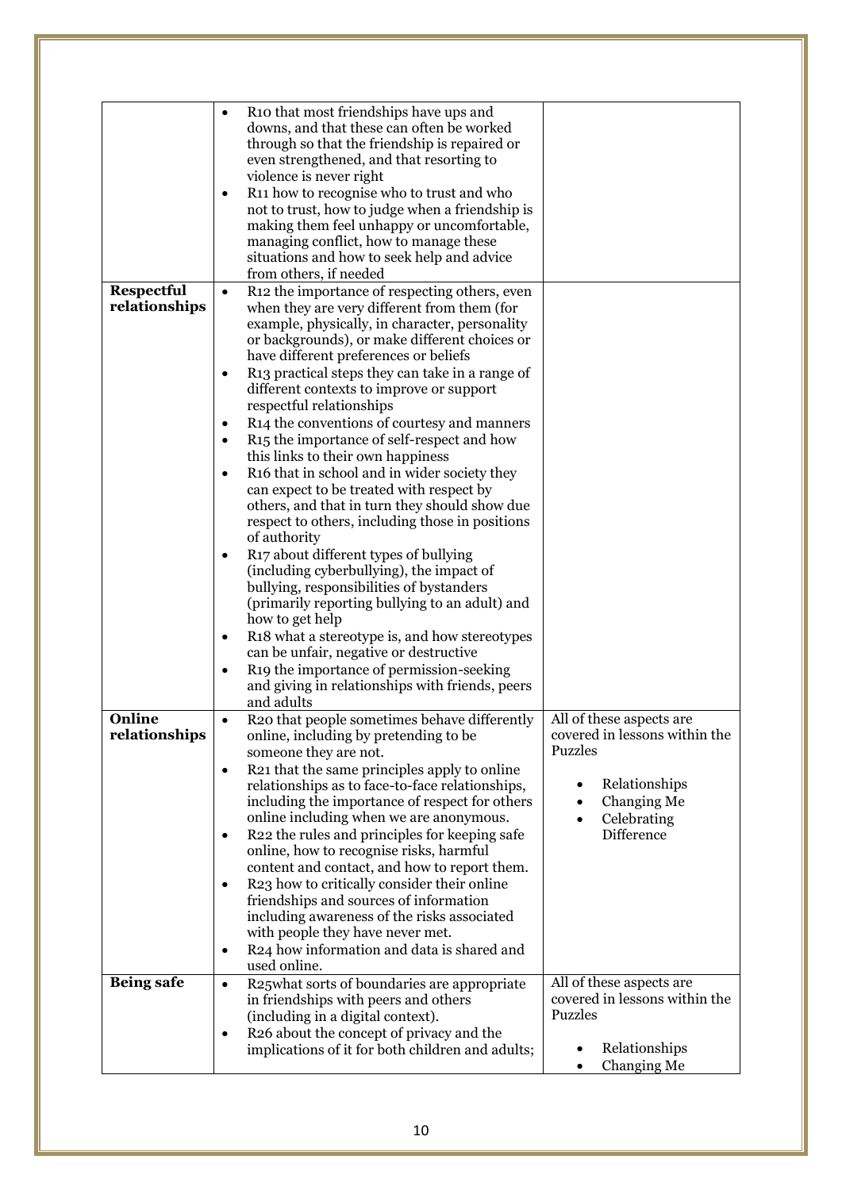| | | |
|---|---|---|
| | • R10 that most friendships have ups and downs, and that these can often be worked through so that the friendship is repaired or even strengthened, and that resorting to violence is never right<br>• R11 how to recognise who to trust and who not to trust, how to judge when a friendship is making them feel unhappy or uncomfortable, managing conflict, how to manage these situations and how to seek help and advice from others, if needed | |
| **Respectful relationships** | • R12 the importance of respecting others, even when they are very different from them (for example, physically, in character, personality or backgrounds), or make different choices or have different preferences or beliefs<br>• R13 practical steps they can take in a range of different contexts to improve or support respectful relationships<br>• R14 the conventions of courtesy and manners<br>• R15 the importance of self-respect and how this links to their own happiness<br>• R16 that in school and in wider society they can expect to be treated with respect by others, and that in turn they should show due respect to others, including those in positions of authority<br>• R17 about different types of bullying (including cyberbullying), the impact of bullying, responsibilities of bystanders (primarily reporting bullying to an adult) and how to get help<br>• R18 what a stereotype is, and how stereotypes can be unfair, negative or destructive<br>• R19 the importance of permission-seeking and giving in relationships with friends, peers and adults | |
| **Online relationships** | • R20 that people sometimes behave differently online, including by pretending to be someone they are not.<br>• R21 that the same principles apply to online relationships as to face-to-face relationships, including the importance of respect for others online including when we are anonymous.<br>• R22 the rules and principles for keeping safe online, how to recognise risks, harmful content and contact, and how to report them.<br>• R23 how to critically consider their online friendships and sources of information including awareness of the risks associated with people they have never met.<br>• R24 how information and data is shared and used online. | All of these aspects are covered in lessons within the Puzzles<br>• Relationships<br>• Changing Me<br>• Celebrating Difference |
| **Being safe** | • R25what sorts of boundaries are appropriate in friendships with peers and others (including in a digital context).<br>• R26 about the concept of privacy and the implications of it for both children and adults; | All of these aspects are covered in lessons within the Puzzles<br>• Relationships<br>• Changing Me |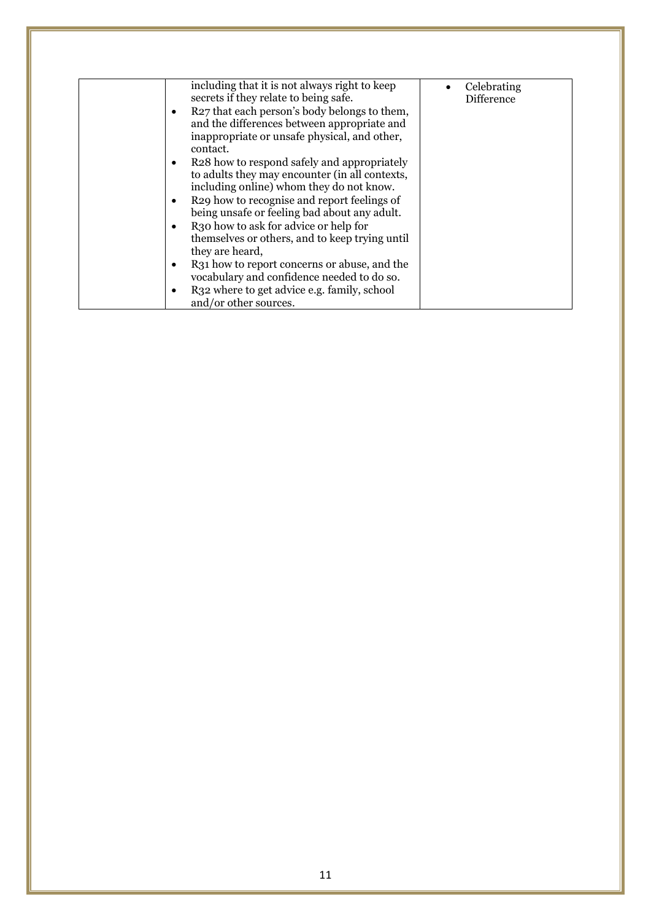|  |  |  |
|---|---|---|
|  | including that it is not always right to keep secrets if they relate to being safe.<br>• R27 that each person's body belongs to them, and the differences between appropriate and inappropriate or unsafe physical, and other, contact.<br>• R28 how to respond safely and appropriately to adults they may encounter (in all contexts, including online) whom they do not know.<br>• R29 how to recognise and report feelings of being unsafe or feeling bad about any adult.<br>• R30 how to ask for advice or help for themselves or others, and to keep trying until they are heard,<br>• R31 how to report concerns or abuse, and the vocabulary and confidence needed to do so.<br>• R32 where to get advice e.g. family, school and/or other sources. | • Celebrating Difference |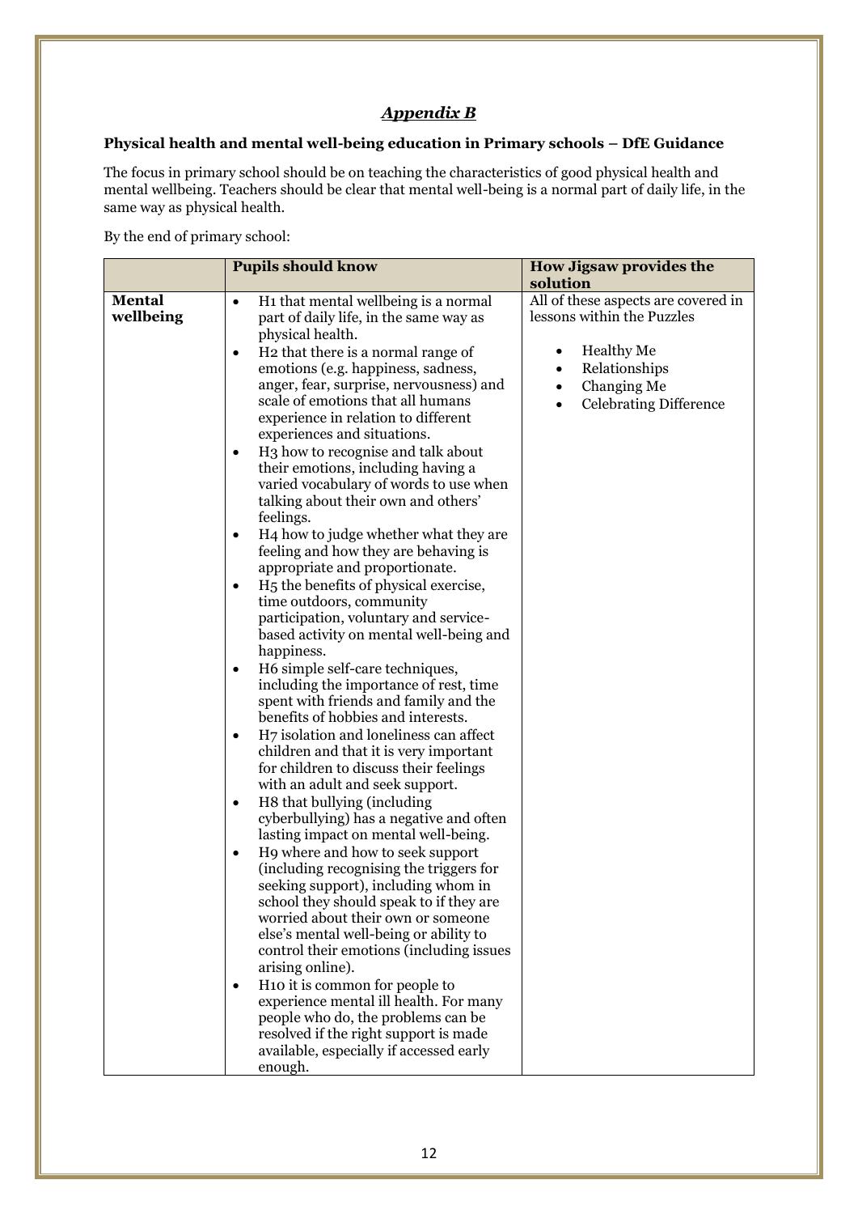## *Appendix B*

**Physical health and mental well-being education in Primary schools – DfE Guidance**

The focus in primary school should be on teaching the characteristics of good physical health and mental wellbeing. Teachers should be clear that mental well-being is a normal part of daily life, in the same way as physical health.

By the end of primary school:

| | Pupils should know | How Jigsaw provides the solution |
|---|---|---|
| **Mental wellbeing** | • H1 that mental wellbeing is a normal part of daily life, in the same way as physical health.<br>• H2 that there is a normal range of emotions (e.g. happiness, sadness, anger, fear, surprise, nervousness) and scale of emotions that all humans experience in relation to different experiences and situations.<br>• H3 how to recognise and talk about their emotions, including having a varied vocabulary of words to use when talking about their own and others' feelings.<br>• H4 how to judge whether what they are feeling and how they are behaving is appropriate and proportionate.<br>• H5 the benefits of physical exercise, time outdoors, community participation, voluntary and service-based activity on mental well-being and happiness.<br>• H6 simple self-care techniques, including the importance of rest, time spent with friends and family and the benefits of hobbies and interests.<br>• H7 isolation and loneliness can affect children and that it is very important for children to discuss their feelings with an adult and seek support.<br>• H8 that bullying (including cyberbullying) has a negative and often lasting impact on mental well-being.<br>• H9 where and how to seek support (including recognising the triggers for seeking support), including whom in school they should speak to if they are worried about their own or someone else's mental well-being or ability to control their emotions (including issues arising online).<br>• H10 it is common for people to experience mental ill health. For many people who do, the problems can be resolved if the right support is made available, especially if accessed early enough. | All of these aspects are covered in lessons within the Puzzles<br><br>• Healthy Me<br>• Relationships<br>• Changing Me<br>• Celebrating Difference |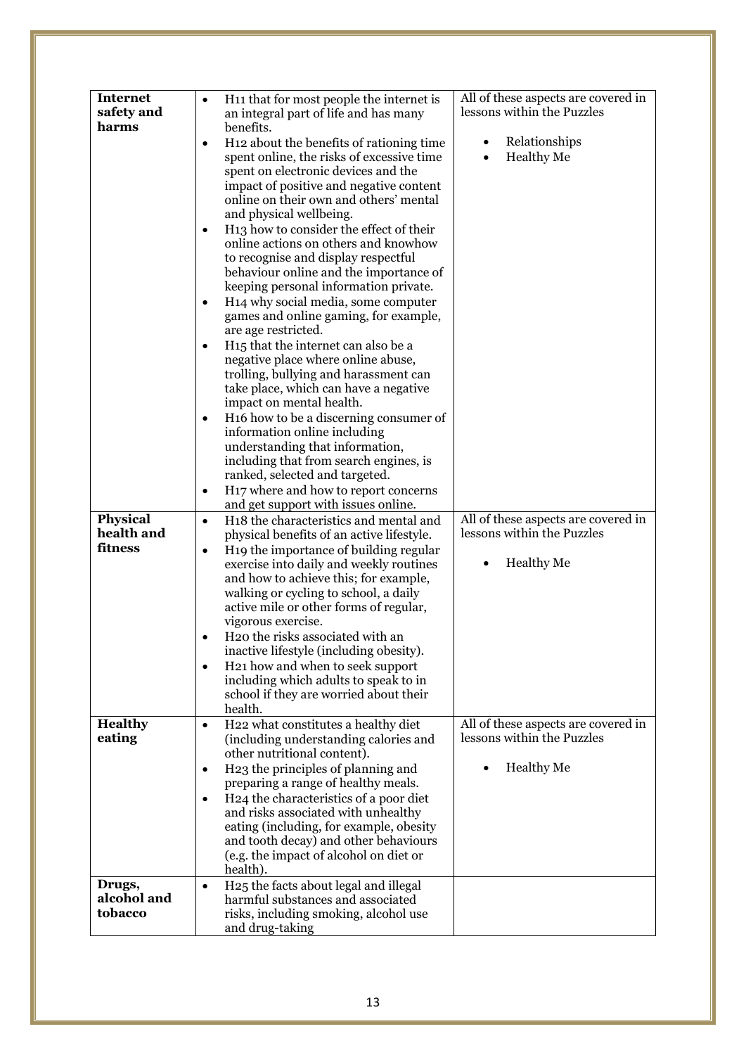| | | |
|---|---|---|
| **Internet safety and harms** | • H11 that for most people the internet is an integral part of life and has many benefits.<br>• H12 about the benefits of rationing time spent online, the risks of excessive time spent on electronic devices and the impact of positive and negative content online on their own and others' mental and physical wellbeing.<br>• H13 how to consider the effect of their online actions on others and knowhow to recognise and display respectful behaviour online and the importance of keeping personal information private.<br>• H14 why social media, some computer games and online gaming, for example, are age restricted.<br>• H15 that the internet can also be a negative place where online abuse, trolling, bullying and harassment can take place, which can have a negative impact on mental health.<br>• H16 how to be a discerning consumer of information online including understanding that information, including that from search engines, is ranked, selected and targeted.<br>• H17 where and how to report concerns and get support with issues online. | All of these aspects are covered in lessons within the Puzzles<br><br>• Relationships<br>• Healthy Me |
| **Physical health and fitness** | • H18 the characteristics and mental and physical benefits of an active lifestyle.<br>• H19 the importance of building regular exercise into daily and weekly routines and how to achieve this; for example, walking or cycling to school, a daily active mile or other forms of regular, vigorous exercise.<br>• H20 the risks associated with an inactive lifestyle (including obesity).<br>• H21 how and when to seek support including which adults to speak to in school if they are worried about their health. | All of these aspects are covered in lessons within the Puzzles<br><br>• Healthy Me |
| **Healthy eating** | • H22 what constitutes a healthy diet (including understanding calories and other nutritional content).<br>• H23 the principles of planning and preparing a range of healthy meals.<br>• H24 the characteristics of a poor diet and risks associated with unhealthy eating (including, for example, obesity and tooth decay) and other behaviours (e.g. the impact of alcohol on diet or health). | All of these aspects are covered in lessons within the Puzzles<br><br>• Healthy Me |
| **Drugs, alcohol and tobacco** | • H25 the facts about legal and illegal harmful substances and associated risks, including smoking, alcohol use and drug-taking | |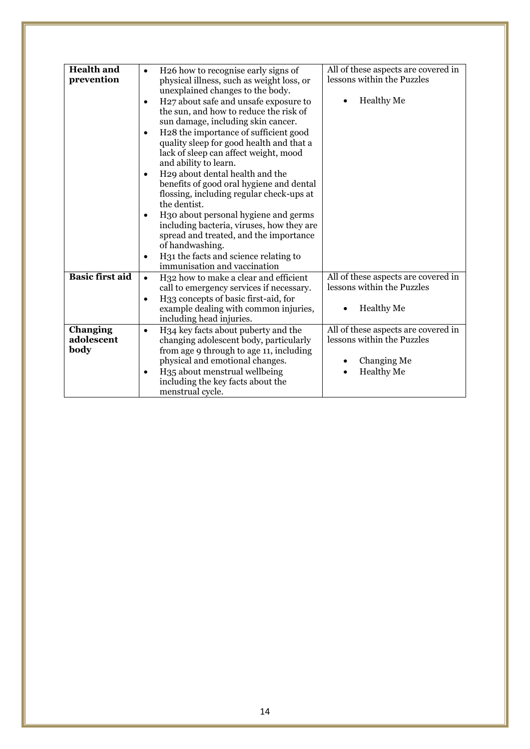| **Health and prevention** | • H26 how to recognise early signs of physical illness, such as weight loss, or unexplained changes to the body.<br>• H27 about safe and unsafe exposure to the sun, and how to reduce the risk of sun damage, including skin cancer.<br>• H28 the importance of sufficient good quality sleep for good health and that a lack of sleep can affect weight, mood and ability to learn.<br>• H29 about dental health and the benefits of good oral hygiene and dental flossing, including regular check-ups at the dentist.<br>• H30 about personal hygiene and germs including bacteria, viruses, how they are spread and treated, and the importance of handwashing.<br>• H31 the facts and science relating to immunisation and vaccination | All of these aspects are covered in lessons within the Puzzles<br><br>• Healthy Me |
|---|---|---|
| **Basic first aid** | • H32 how to make a clear and efficient call to emergency services if necessary.<br>• H33 concepts of basic first-aid, for example dealing with common injuries, including head injuries. | All of these aspects are covered in lessons within the Puzzles<br><br>• Healthy Me |
| **Changing adolescent body** | • H34 key facts about puberty and the changing adolescent body, particularly from age 9 through to age 11, including physical and emotional changes.<br>• H35 about menstrual wellbeing including the key facts about the menstrual cycle. | All of these aspects are covered in lessons within the Puzzles<br><br>• Changing Me<br>• Healthy Me |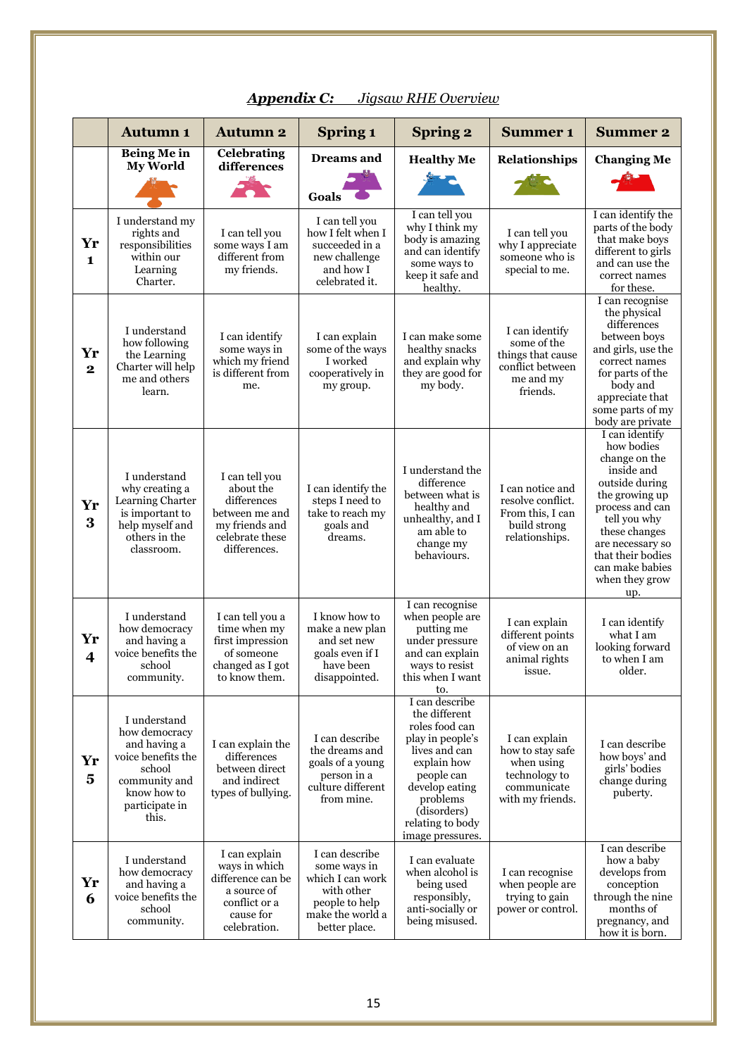## ***Appendix C:*** *Jigsaw RHE Overview*

| | Autumn 1 | Autumn 2 | Spring 1 | Spring 2 | Summer 1 | Summer 2 |
|---|---|---|---|---|---|---|
| | **Being Me in My World** | **Celebrating differences** | **Dreams and Goals** | **Healthy Me** | **Relationships** | **Changing Me** |
| **Yr 1** | I understand my rights and responsibilities within our Learning Charter. | I can tell you some ways I am different from my friends. | I can tell you how I felt when I succeeded in a new challenge and how I celebrated it. | I can tell you why I think my body is amazing and can identify some ways to keep it safe and healthy. | I can tell you why I appreciate someone who is special to me. | I can identify the parts of the body that make boys different to girls and can use the correct names for these. |
| **Yr 2** | I understand how following the Learning Charter will help me and others learn. | I can identify some ways in which my friend is different from me. | I can explain some of the ways I worked cooperatively in my group. | I can make some healthy snacks and explain why they are good for my body. | I can identify some of the things that cause conflict between me and my friends. | I can recognise the physical differences between boys and girls, use the correct names for parts of the body and appreciate that some parts of my body are private |
| **Yr 3** | I understand why creating a Learning Charter is important to help myself and others in the classroom. | I can tell you about the differences between me and my friends and celebrate these differences. | I can identify the steps I need to take to reach my goals and dreams. | I understand the difference between what is healthy and unhealthy, and I am able to change my behaviours. | I can notice and resolve conflict. From this, I can build strong relationships. | I can identify how bodies change on the inside and outside during the growing up process and can tell you why these changes are necessary so that their bodies can make babies when they grow up. |
| **Yr 4** | I understand how democracy and having a voice benefits the school community. | I can tell you a time when my first impression of someone changed as I got to know them. | I know how to make a new plan and set new goals even if I have been disappointed. | I can recognise when people are putting me under pressure and can explain ways to resist this when I want to. | I can explain different points of view on an animal rights issue. | I can identify what I am looking forward to when I am older. |
| **Yr 5** | I understand how democracy and having a voice benefits the school community and know how to participate in this. | I can explain the differences between direct and indirect types of bullying. | I can describe the dreams and goals of a young person in a culture different from mine. | I can describe the different roles food can play in people's lives and can explain how people can develop eating problems (disorders) relating to body image pressures. | I can explain how to stay safe when using technology to communicate with my friends. | I can describe how boys' and girls' bodies change during puberty. |
| **Yr 6** | I understand how democracy and having a voice benefits the school community. | I can explain ways in which difference can be a source of conflict or a cause for celebration. | I can describe some ways in which I can work with other people to help make the world a better place. | I can evaluate when alcohol is being used responsibly, anti-socially or being misused. | I can recognise when people are trying to gain power or control. | I can describe how a baby develops from conception through the nine months of pregnancy, and how it is born. |